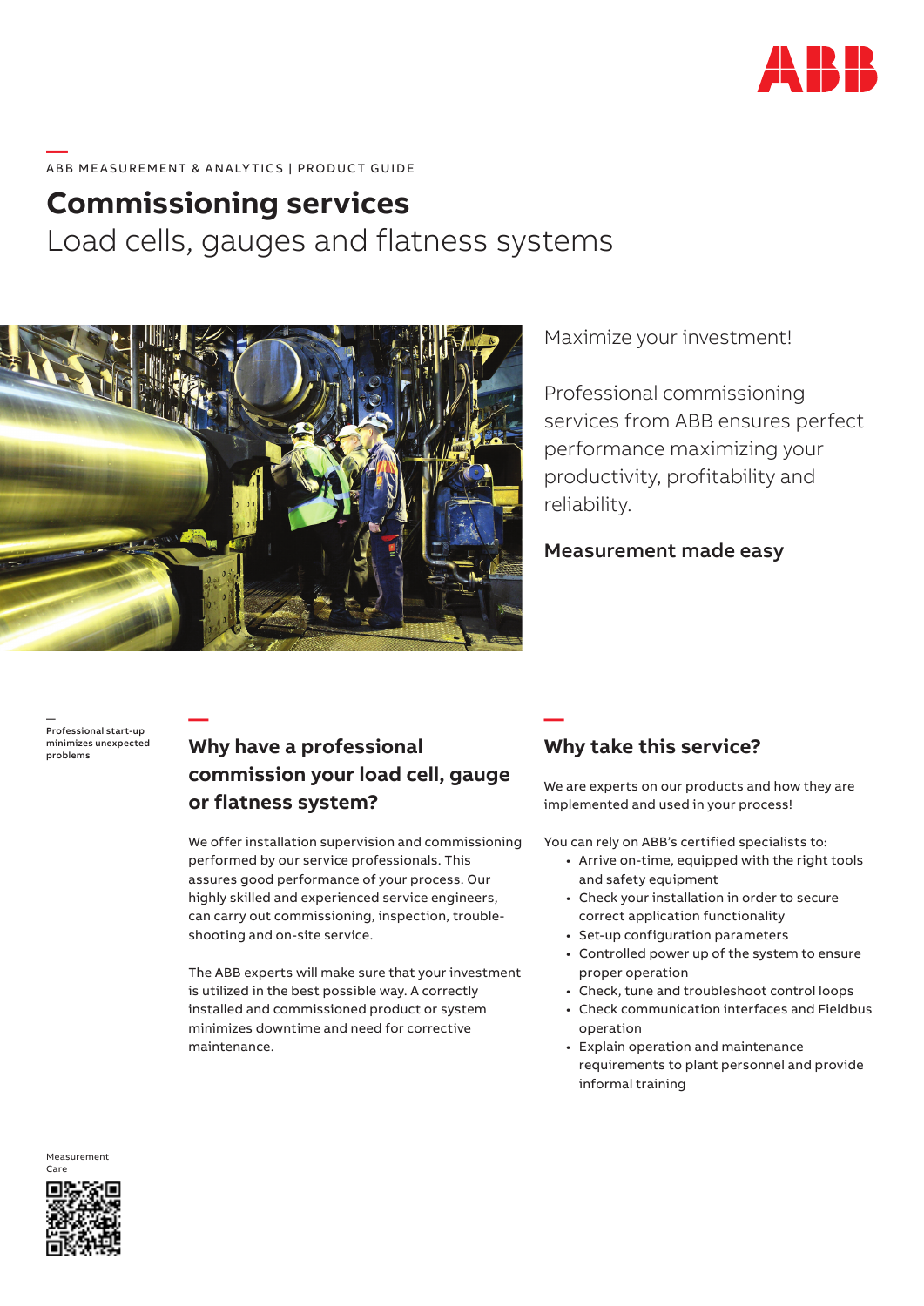ABB MEASUREMENT & ANALYTICS | PRODUCT GUIDE

# Commissioning services

## Load cells, gauges and flatness systems

Maximize your investment!

Professional commissioning services from ABB ensures perfect performance maximizing your productivity, profitability and reliability.

**Measurement made easy**

Professional start-up minimizes unexpected problems

## Why have a professional commission your load cell, gauge or flatness system?

We offer installation supervision and commissioning performed by our service professionals. This assures good performance of your process. Our highly skilled and experienced service engineers, can carry out commissioning, inspection, trouble-shooting and on-site service.

The ABB experts will make sure that your investment is utilized in the best possible way. A correctly installed and commissioned product or system minimizes downtime and need for corrective maintenance.

## Why take this service?

We are experts on our products and how they are implemented and used in your process!

You can rely on ABB's certified specialists to:

- Arrive on-time, equipped with the right tools and safety equipment
- Check your installation in order to secure correct application functionality
- Set-up configuration parameters
- Controlled power up of the system to ensure proper operation
- Check, tune and troubleshoot control loops
- Check communication interfaces and Fieldbus operation
- Explain operation and maintenance requirements to plant personnel and provide informal training

Measurement Care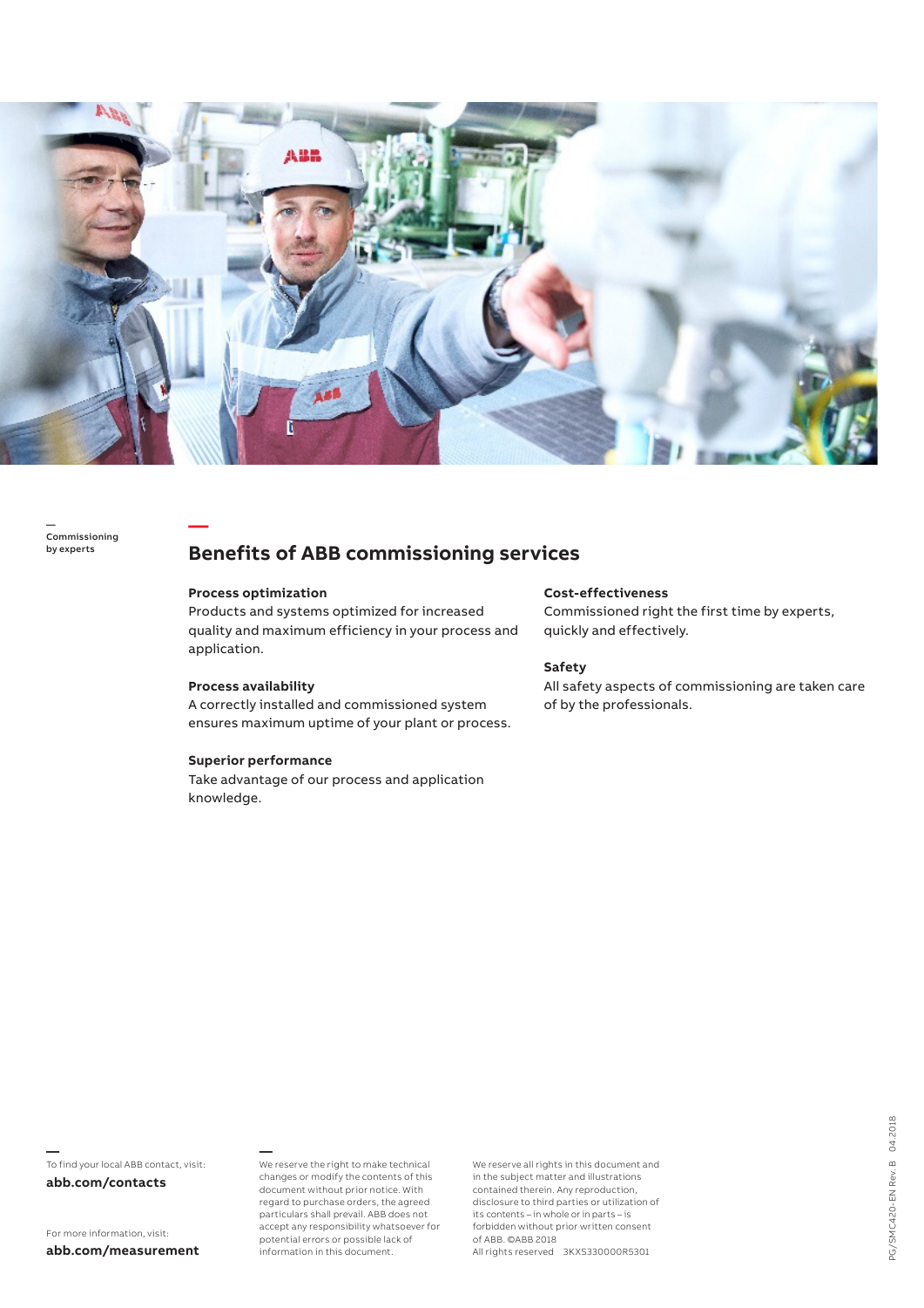Commissioning by experts

## Benefits of ABB commissioning services

**Process optimization**
Products and systems optimized for increased quality and maximum efficiency in your process and application.

**Process availability**
A correctly installed and commissioned system ensures maximum uptime of your plant or process.

**Superior performance**
Take advantage of our process and application knowledge.

**Cost-effectiveness**
Commissioned right the first time by experts, quickly and effectively.

**Safety**
All safety aspects of commissioning are taken care of by the professionals.

To find your local ABB contact, visit:
**abb.com/contacts**

For more information, visit:
**abb.com/measurement**

We reserve the right to make technical changes or modify the contents of this document without prior notice. With regard to purchase orders, the agreed particulars shall prevail. ABB does not accept any responsibility whatsoever for potential errors or possible lack of information in this document.

We reserve all rights in this document and in the subject matter and illustrations contained therein. Any reproduction, disclosure to third parties or utilization of its contents – in whole or in parts – is forbidden without prior written consent of ABB. ©ABB 2018
All rights reserved 3KXS330000R5301

PG/SMC420-EN Rev. B 04.2018